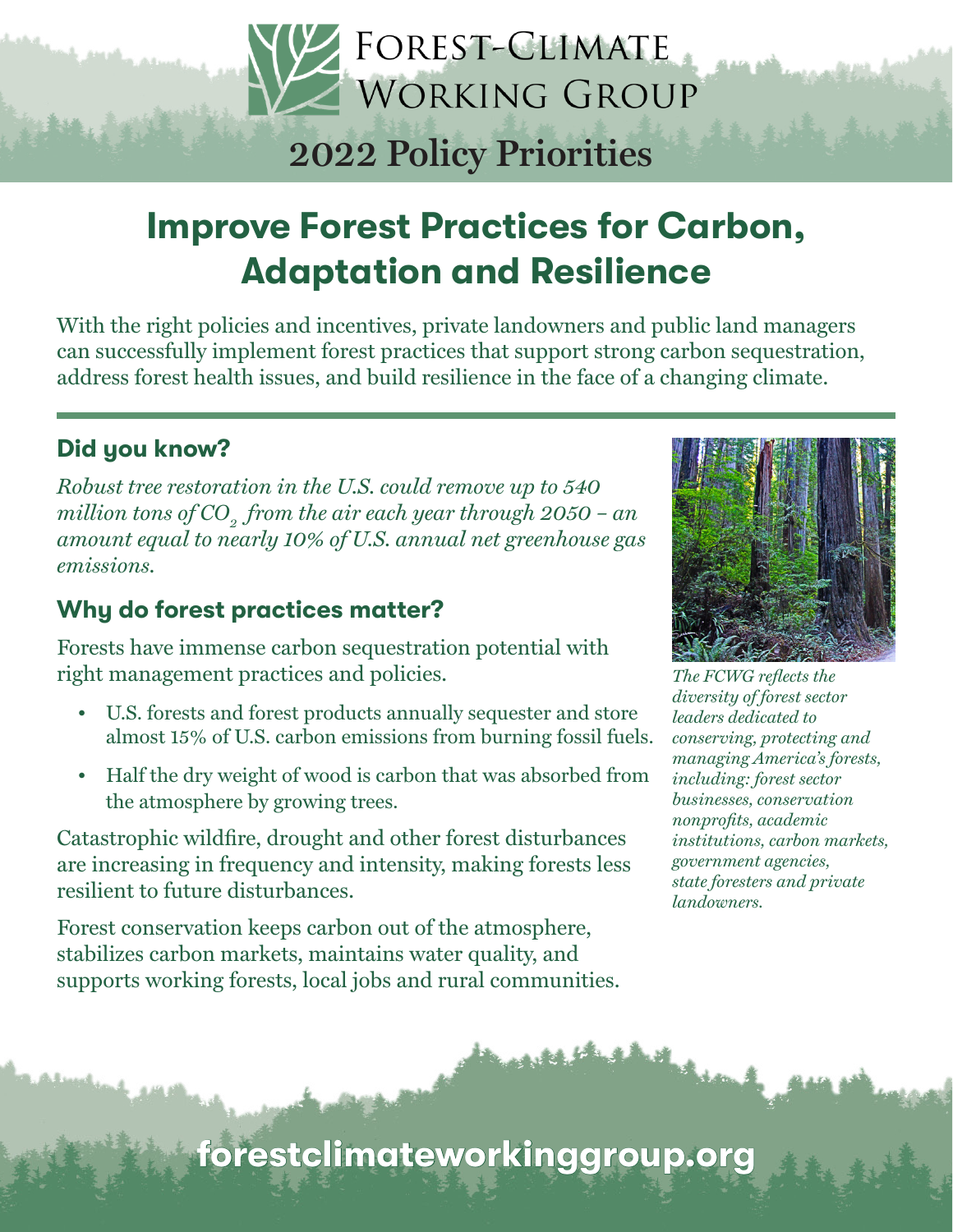# Forest-Climate Working Group

## 2022 Policy Priorities

# Improve Forest Practices for Carbon, Adaptation and Resilience

With the right policies and incentives, private landowners and public land managers can successfully implement forest practices that support strong carbon sequestration, address forest health issues, and build resilience in the face of a changing climate.

## Did you know?

*Robust tree restoration in the U.S. could remove up to 540 million tons of $CO_2$ from the air each year through 2050 – an amount equal to nearly 10% of U.S. annual net greenhouse gas emissions.*

## Why do forest practices matter?

Forests have immense carbon sequestration potential with right management practices and policies.

- U.S. forests and forest products annually sequester and store almost 15% of U.S. carbon emissions from burning fossil fuels.
- Half the dry weight of wood is carbon that was absorbed from the atmosphere by growing trees.

Catastrophic wildfire, drought and other forest disturbances are increasing in frequency and intensity, making forests less resilient to future disturbances.

Forest conservation keeps carbon out of the atmosphere, stabilizes carbon markets, maintains water quality, and supports working forests, local jobs and rural communities.

*The FCWG reflects the diversity of forest sector leaders dedicated to conserving, protecting and managing America's forests, including: forest sector businesses, conservation nonprofits, academic institutions, carbon markets, government agencies, state foresters and private landowners.*

**forestclimateworkinggroup.org**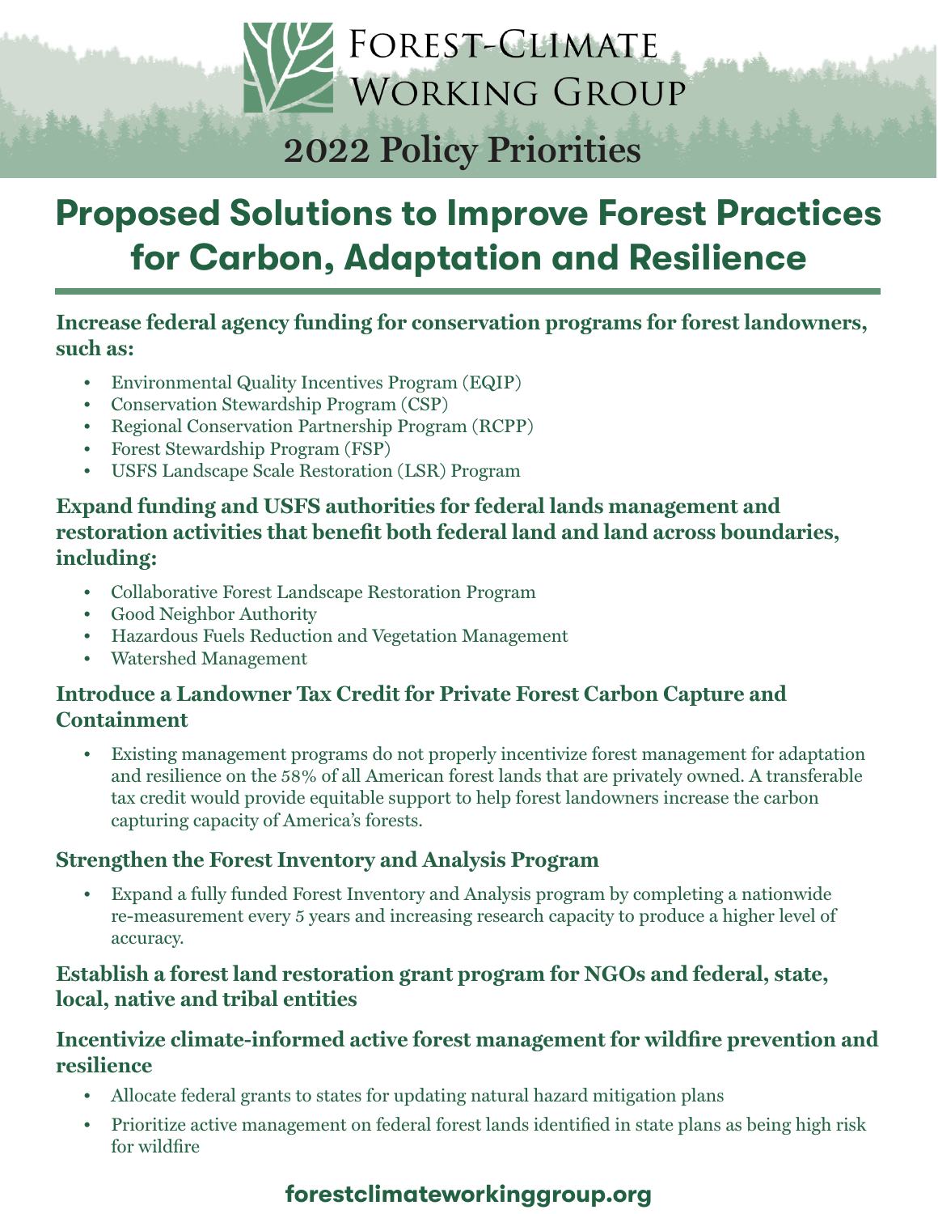# Forest-Climate Working Group

## 2022 Policy Priorities

# Proposed Solutions to Improve Forest Practices for Carbon, Adaptation and Resilience

### Increase federal agency funding for conservation programs for forest landowners, such as:

- Environmental Quality Incentives Program (EQIP)
- Conservation Stewardship Program (CSP)
- Regional Conservation Partnership Program (RCPP)
- Forest Stewardship Program (FSP)
- USFS Landscape Scale Restoration (LSR) Program

### Expand funding and USFS authorities for federal lands management and restoration activities that benefit both federal land and land across boundaries, including:

- Collaborative Forest Landscape Restoration Program
- Good Neighbor Authority
- Hazardous Fuels Reduction and Vegetation Management
- Watershed Management

### Introduce a Landowner Tax Credit for Private Forest Carbon Capture and Containment

- Existing management programs do not properly incentivize forest management for adaptation and resilience on the 58% of all American forest lands that are privately owned. A transferable tax credit would provide equitable support to help forest landowners increase the carbon capturing capacity of America's forests.

### Strengthen the Forest Inventory and Analysis Program

- Expand a fully funded Forest Inventory and Analysis program by completing a nationwide re-measurement every 5 years and increasing research capacity to produce a higher level of accuracy.

### Establish a forest land restoration grant program for NGOs and federal, state, local, native and tribal entities

### Incentivize climate-informed active forest management for wildfire prevention and resilience

- Allocate federal grants to states for updating natural hazard mitigation plans
- Prioritize active management on federal forest lands identified in state plans as being high risk for wildfire

**forestclimateworkinggroup.org**